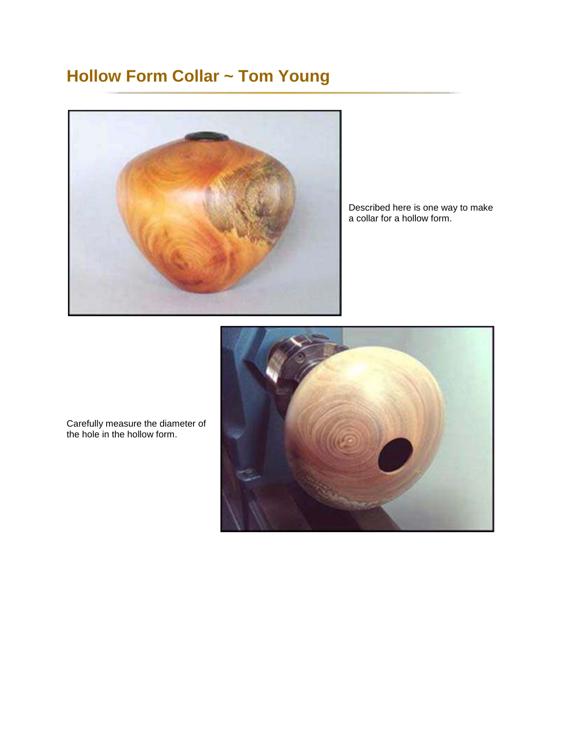# Hollow Form Collar ~ Tom Young

Described here is one way to make a collar for a hollow form.

Carefully measure the diameter of the hole in the hollow form.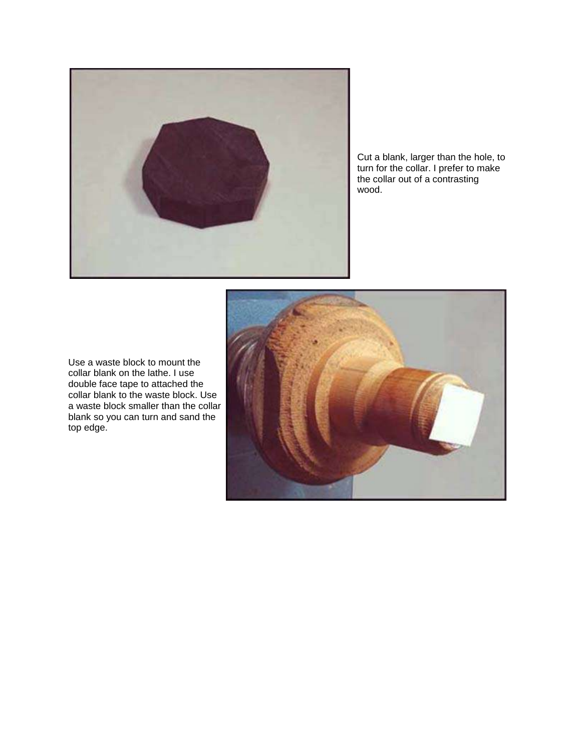Cut a blank, larger than the hole, to turn for the collar. I prefer to make the collar out of a contrasting wood.

Use a waste block to mount the collar blank on the lathe. I use double face tape to attached the collar blank to the waste block. Use a waste block smaller than the collar blank so you can turn and sand the top edge.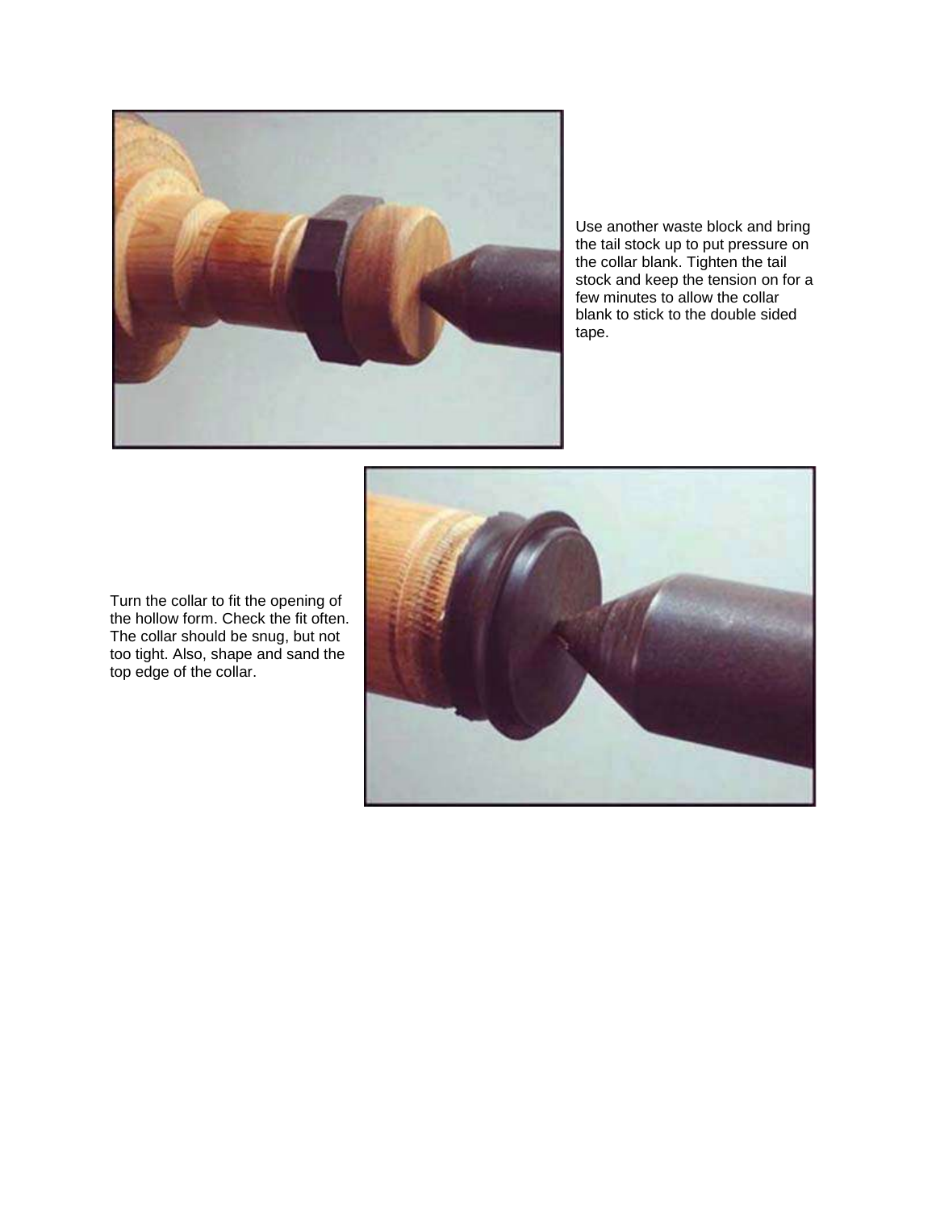Use another waste block and bring the tail stock up to put pressure on the collar blank. Tighten the tail stock and keep the tension on for a few minutes to allow the collar blank to stick to the double sided tape.

Turn the collar to fit the opening of the hollow form. Check the fit often. The collar should be snug, but not too tight. Also, shape and sand the top edge of the collar.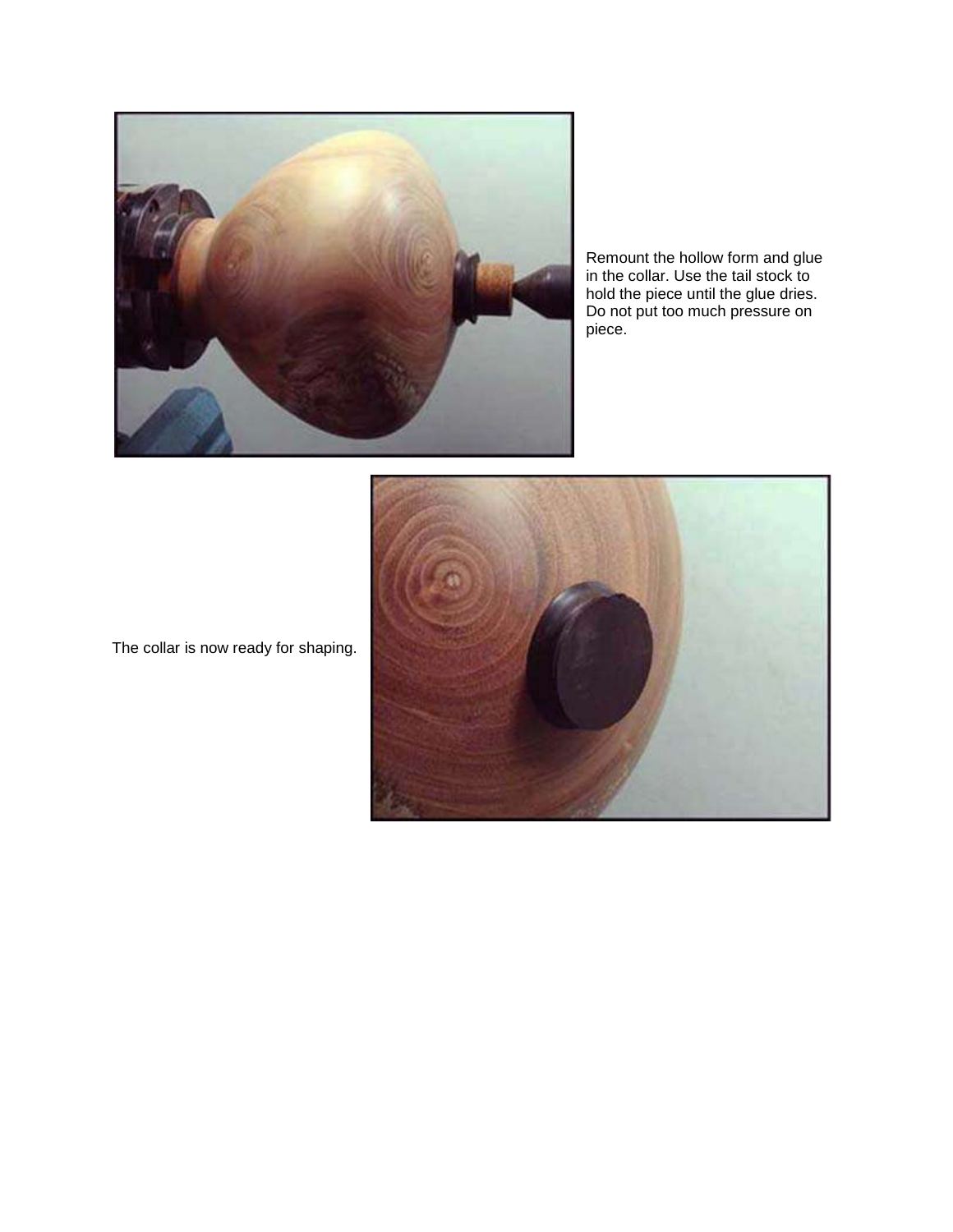Remount the hollow form and glue in the collar. Use the tail stock to hold the piece until the glue dries. Do not put too much pressure on piece.

The collar is now ready for shaping.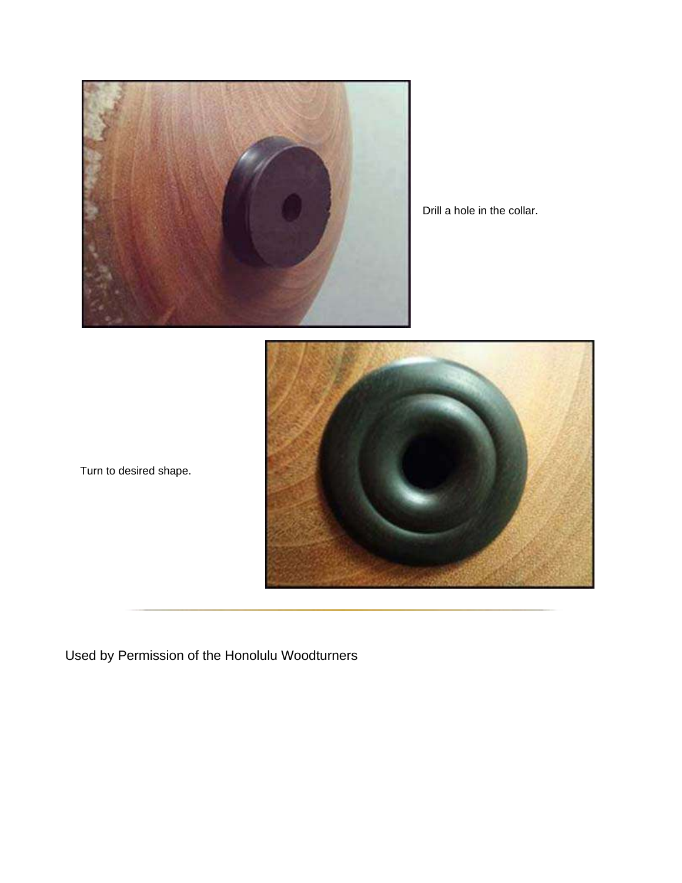Drill a hole in the collar.

Turn to desired shape.

Used by Permission of the Honolulu Woodturners